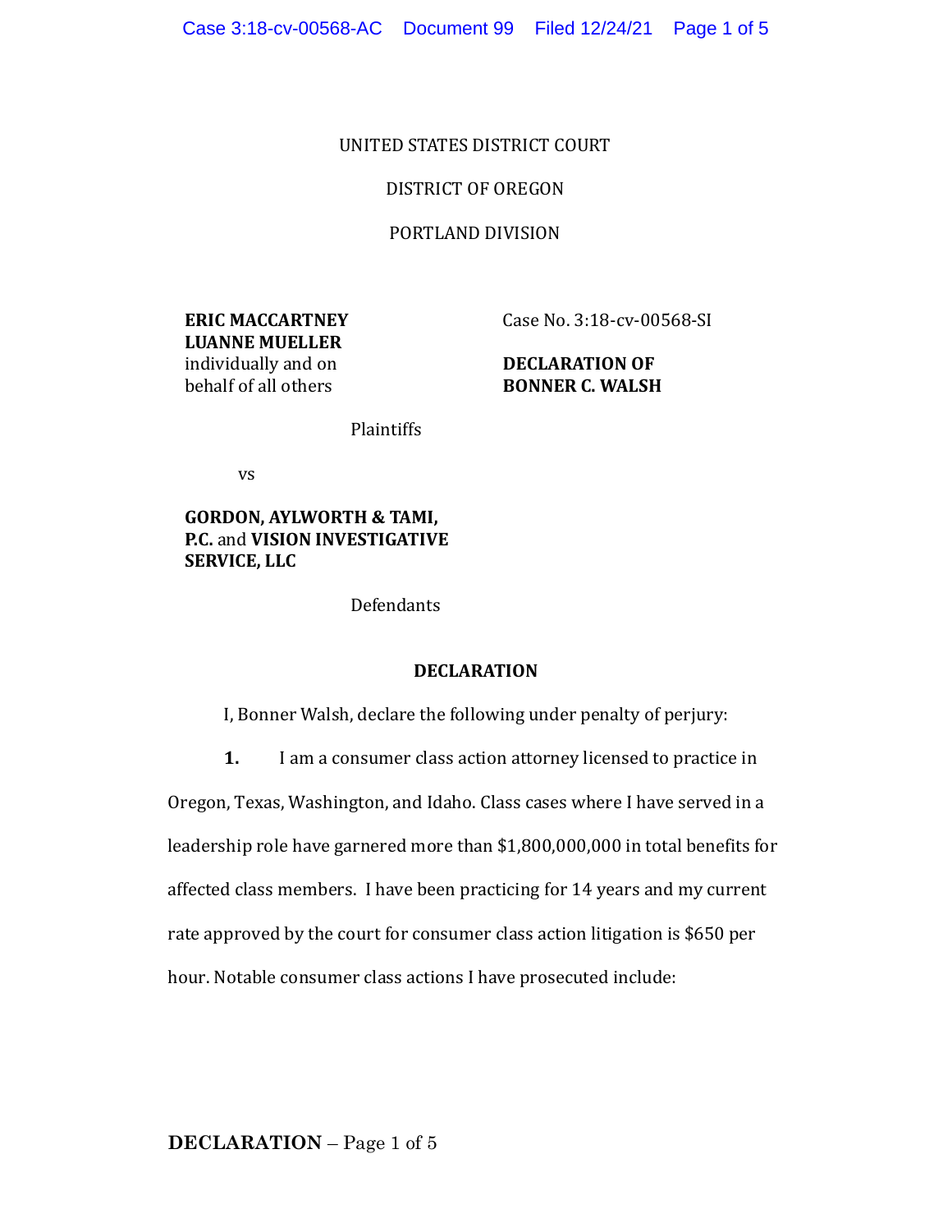UNITED STATES DISTRICT COURT

DISTRICT OF OREGON

PORTLAND DIVISION

| | |
|---|---|
| **ERIC MACCARTNEY**<br>**LUANNE MUELLER**<br>individually and on behalf of all others | Case No. 3:18-cv-00568-SI |
| Plaintiffs | **DECLARATION OF BONNER C. WALSH** |
| vs | |
| **GORDON, AYLWORTH & TAMI, P.C.** and **VISION INVESTIGATIVE SERVICE, LLC** | |
| Defendants | |

**DECLARATION**

I, Bonner Walsh, declare the following under penalty of perjury:

**1.** I am a consumer class action attorney licensed to practice in Oregon, Texas, Washington, and Idaho. Class cases where I have served in a leadership role have garnered more than $1,800,000,000 in total benefits for affected class members. I have been practicing for 14 years and my current rate approved by the court for consumer class action litigation is $650 per hour. Notable consumer class actions I have prosecuted include: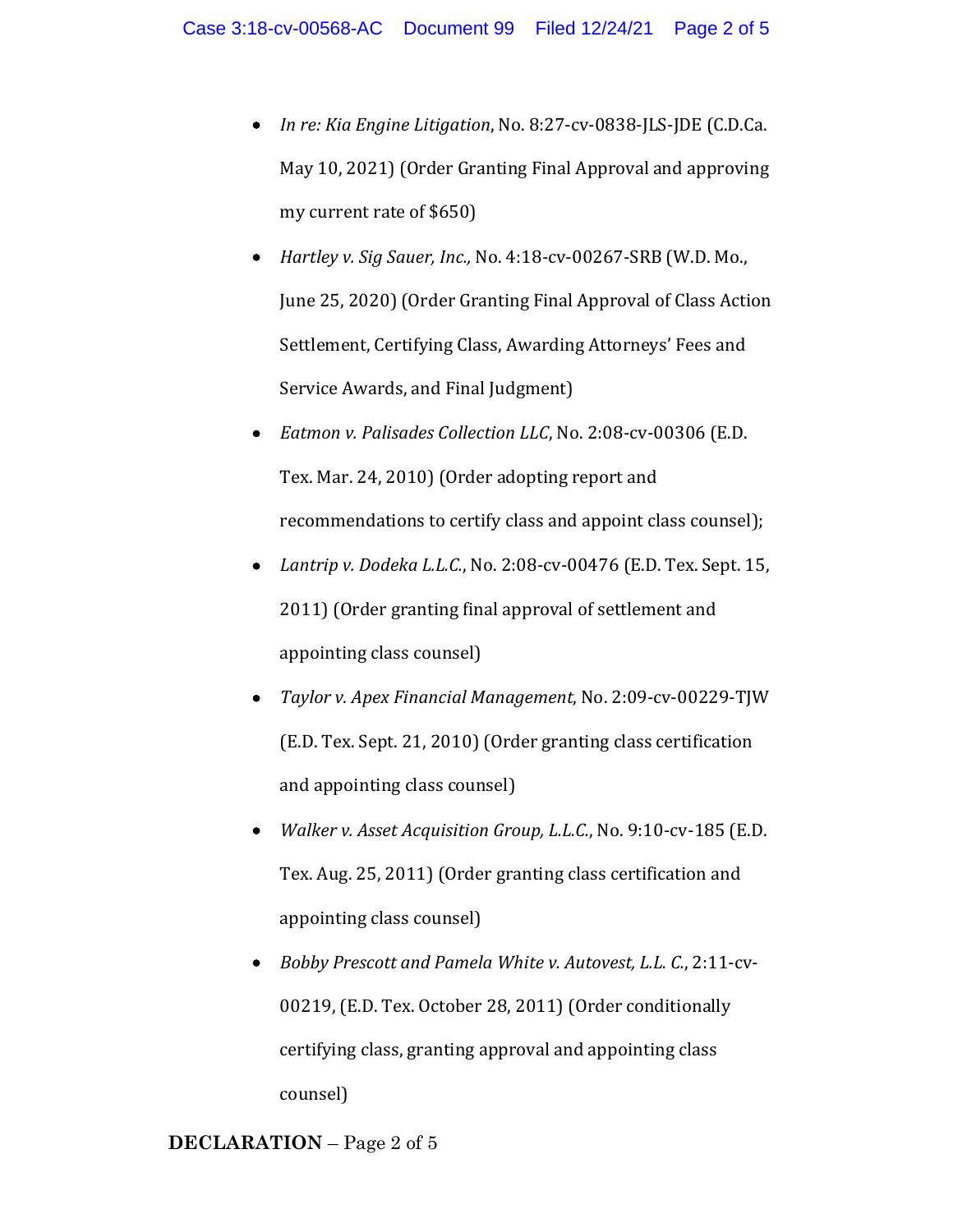- *In re: Kia Engine Litigation*, No. 8:27-cv-0838-JLS-JDE (C.D.Ca. May 10, 2021) (Order Granting Final Approval and approving my current rate of $650)
- *Hartley v. Sig Sauer, Inc.,* No. 4:18-cv-00267-SRB (W.D. Mo., June 25, 2020) (Order Granting Final Approval of Class Action Settlement, Certifying Class, Awarding Attorneys' Fees and Service Awards, and Final Judgment)
- *Eatmon v. Palisades Collection LLC*, No. 2:08-cv-00306 (E.D. Tex. Mar. 24, 2010) (Order adopting report and recommendations to certify class and appoint class counsel);
- *Lantrip v. Dodeka L.L.C.*, No. 2:08-cv-00476 (E.D. Tex. Sept. 15, 2011) (Order granting final approval of settlement and appointing class counsel)
- *Taylor v. Apex Financial Management*, No. 2:09-cv-00229-TJW (E.D. Tex. Sept. 21, 2010) (Order granting class certification and appointing class counsel)
- *Walker v. Asset Acquisition Group, L.L.C.*, No. 9:10-cv-185 (E.D. Tex. Aug. 25, 2011) (Order granting class certification and appointing class counsel)
- *Bobby Prescott and Pamela White v. Autovest, L.L. C.*, 2:11-cv-00219, (E.D. Tex. October 28, 2011) (Order conditionally certifying class, granting approval and appointing class counsel)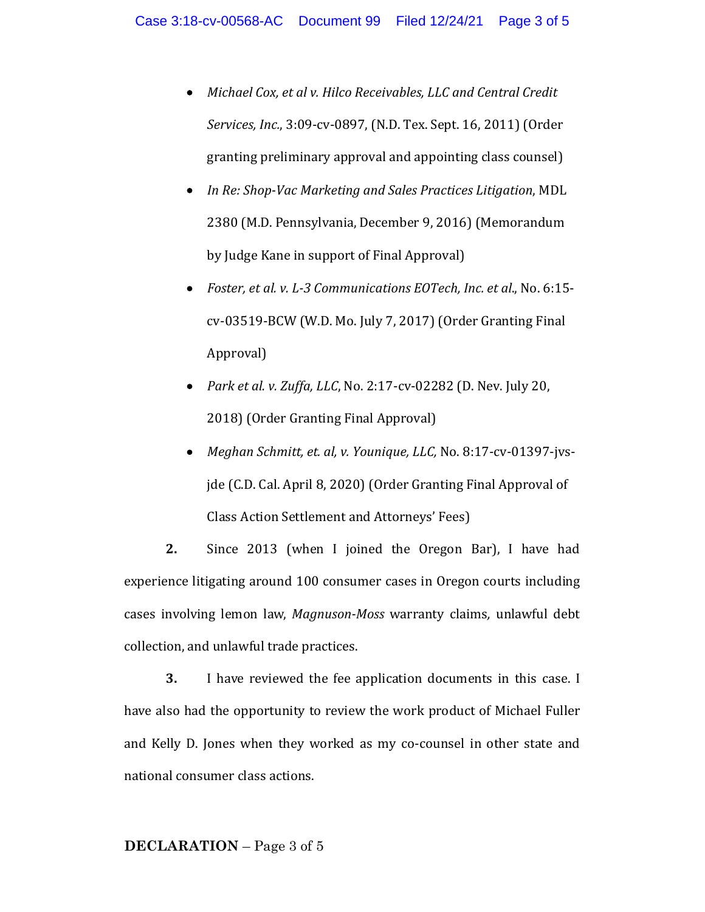- *Michael Cox, et al v. Hilco Receivables, LLC and Central Credit Services, Inc.*, 3:09-cv-0897, (N.D. Tex. Sept. 16, 2011) (Order granting preliminary approval and appointing class counsel)
- *In Re: Shop-Vac Marketing and Sales Practices Litigation*, MDL 2380 (M.D. Pennsylvania, December 9, 2016) (Memorandum by Judge Kane in support of Final Approval)
- *Foster, et al. v. L-3 Communications EOTech, Inc. et al.*, No. 6:15-cv-03519-BCW (W.D. Mo. July 7, 2017) (Order Granting Final Approval)
- *Park et al. v. Zuffa, LLC*, No. 2:17-cv-02282 (D. Nev. July 20, 2018) (Order Granting Final Approval)
- *Meghan Schmitt, et. al, v. Younique, LLC,* No. 8:17-cv-01397-jvs-jde (C.D. Cal. April 8, 2020) (Order Granting Final Approval of Class Action Settlement and Attorneys' Fees)

**2.** Since 2013 (when I joined the Oregon Bar), I have had experience litigating around 100 consumer cases in Oregon courts including cases involving lemon law, *Magnuson-Moss* warranty claims, unlawful debt collection, and unlawful trade practices.

**3.** I have reviewed the fee application documents in this case. I have also had the opportunity to review the work product of Michael Fuller and Kelly D. Jones when they worked as my co-counsel in other state and national consumer class actions.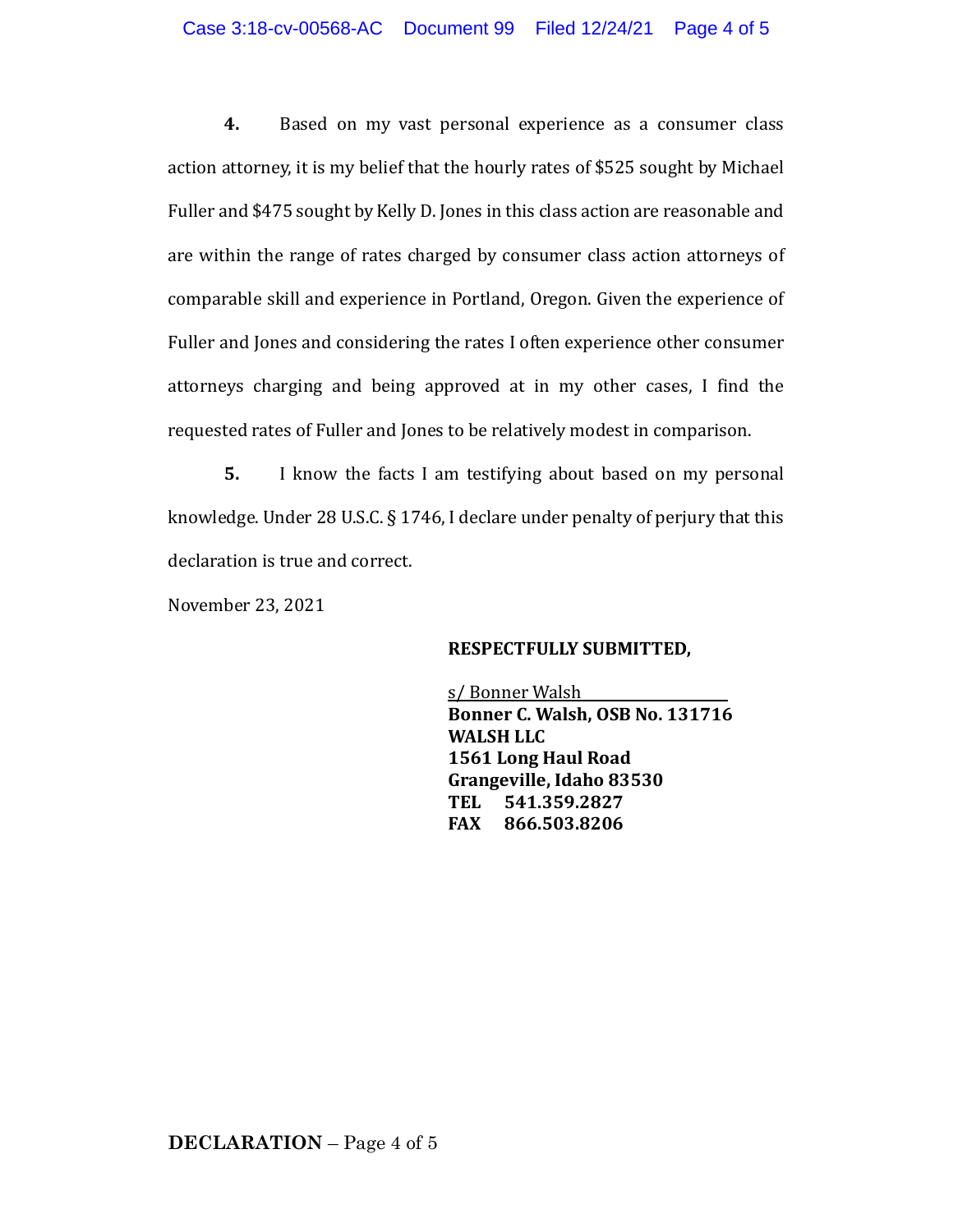**4.** Based on my vast personal experience as a consumer class action attorney, it is my belief that the hourly rates of $525 sought by Michael Fuller and $475 sought by Kelly D. Jones in this class action are reasonable and are within the range of rates charged by consumer class action attorneys of comparable skill and experience in Portland, Oregon. Given the experience of Fuller and Jones and considering the rates I often experience other consumer attorneys charging and being approved at in my other cases, I find the requested rates of Fuller and Jones to be relatively modest in comparison.

**5.** I know the facts I am testifying about based on my personal knowledge. Under 28 U.S.C. § 1746, I declare under penalty of perjury that this declaration is true and correct.

November 23, 2021

**RESPECTFULLY SUBMITTED,**

s/ Bonner Walsh
**Bonner C. Walsh, OSB No. 131716**
**WALSH LLC**
**1561 Long Haul Road**
**Grangeville, Idaho 83530**
**TEL 541.359.2827**
**FAX 866.503.8206**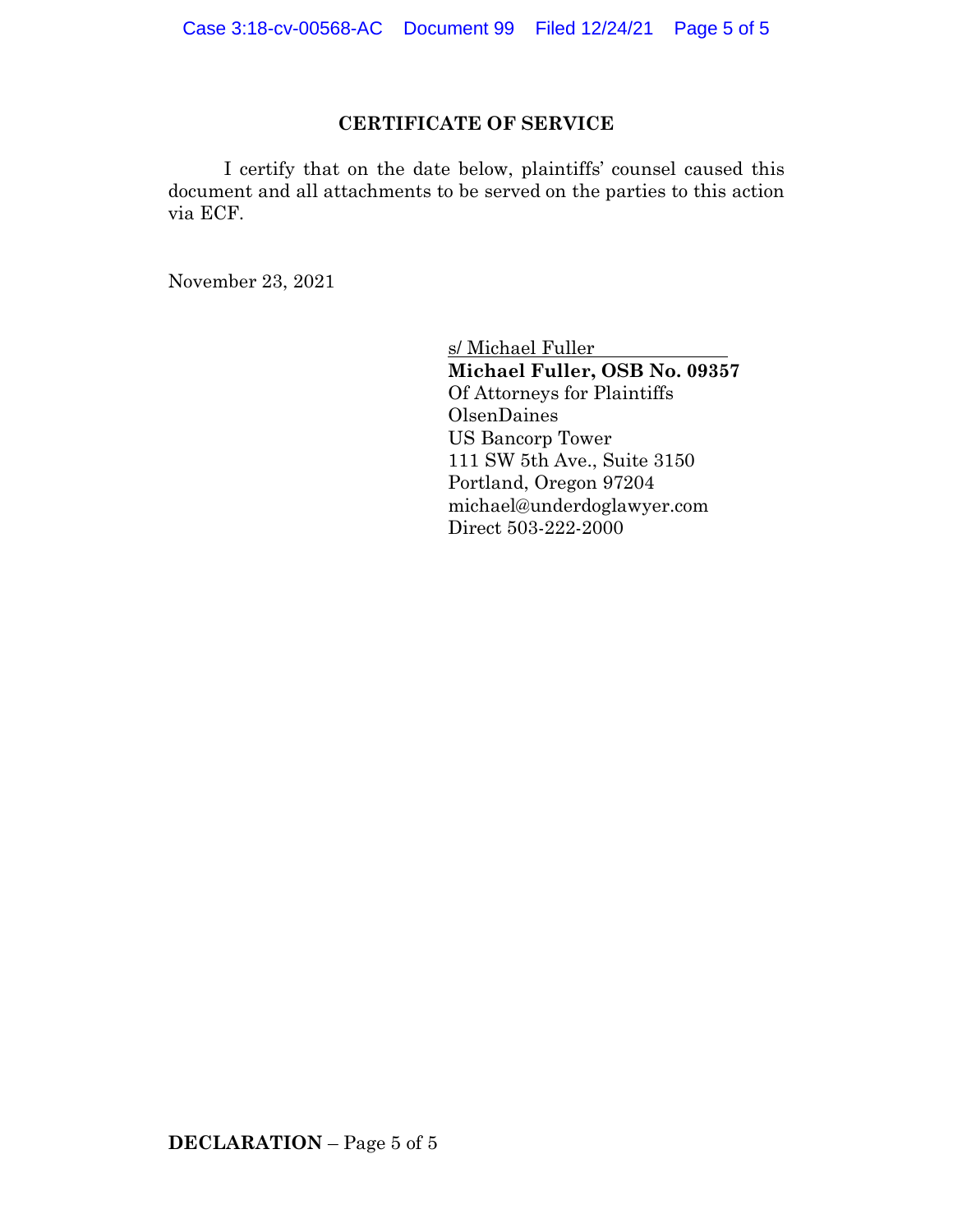## CERTIFICATE OF SERVICE

I certify that on the date below, plaintiffs' counsel caused this document and all attachments to be served on the parties to this action via ECF.

November 23, 2021

s/ Michael Fuller
**Michael Fuller, OSB No. 09357**
Of Attorneys for Plaintiffs
OlsenDaines
US Bancorp Tower
111 SW 5th Ave., Suite 3150
Portland, Oregon 97204
michael@underdoglawyer.com
Direct 503-222-2000